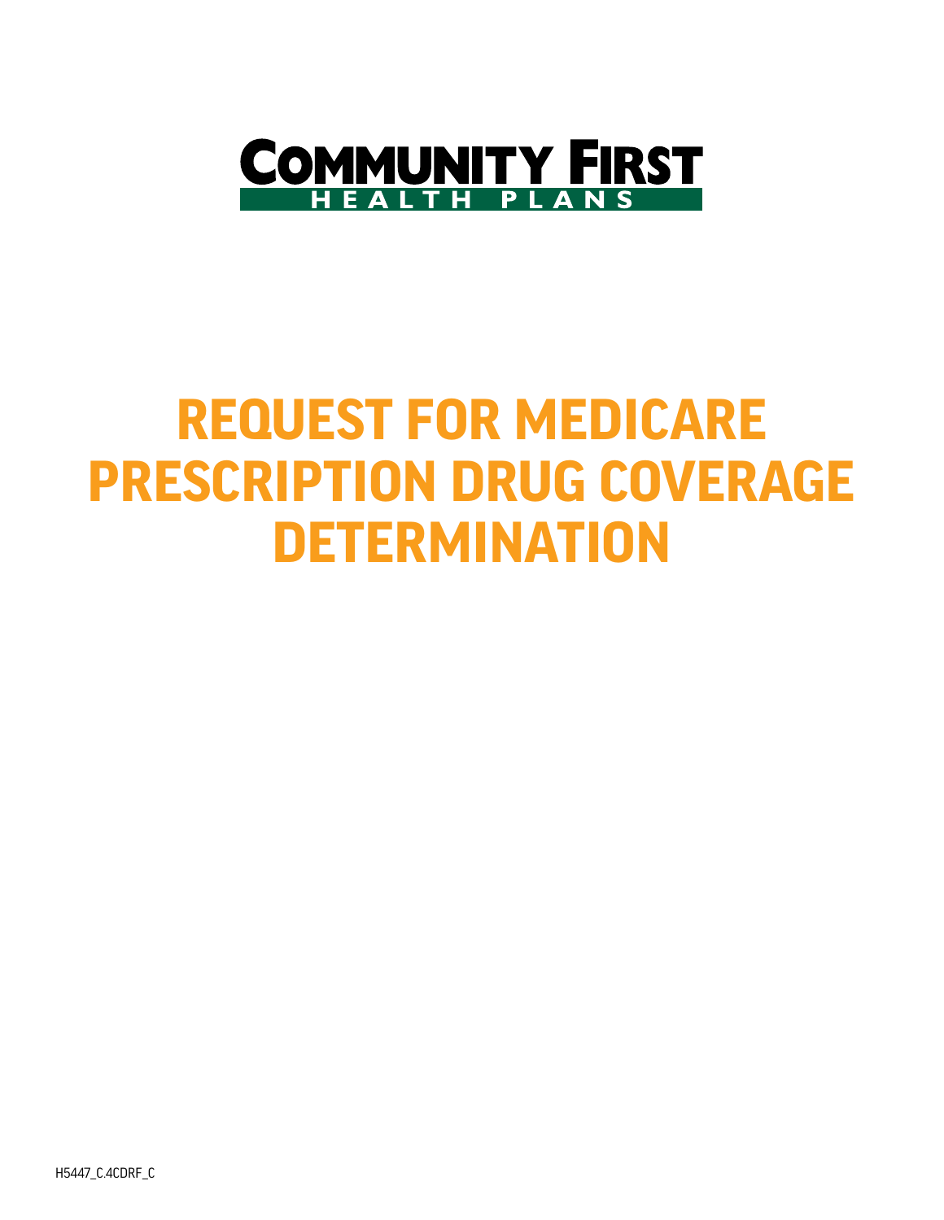**COMMUNITY FIRST**
**HEALTH PLANS**

# REQUEST FOR MEDICARE PRESCRIPTION DRUG COVERAGE DETERMINATION

H5447_C.4CDRF_C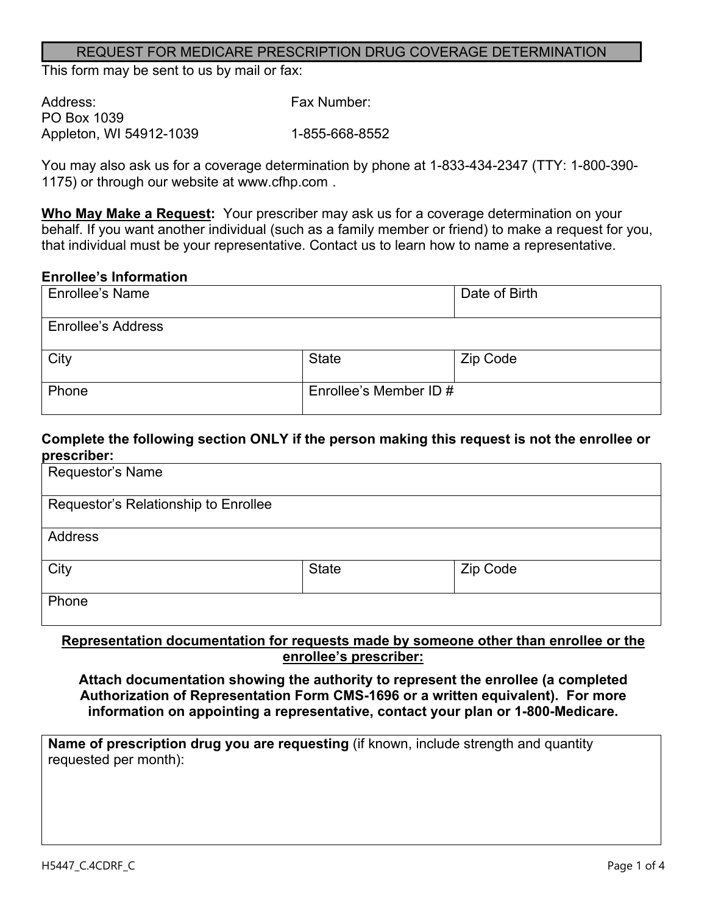# REQUEST FOR MEDICARE PRESCRIPTION DRUG COVERAGE DETERMINATION

This form may be sent to us by mail or fax:

| Address: | Fax Number: |
|---|---|
| PO Box 1039<br>Appleton, WI 54912-1039 | 1-855-668-8552 |

You may also ask us for a coverage determination by phone at 1-833-434-2347 (TTY: 1-800-390-1175) or through our website at www.cfhp.com .

**Who May Make a Request:** Your prescriber may ask us for a coverage determination on your behalf. If you want another individual (such as a family member or friend) to make a request for you, that individual must be your representative. Contact us to learn how to name a representative.

**Enrollee's Information**

| Enrollee's Name | | Date of Birth |
|---|---|---|
| Enrollee's Address | | |
| City | State | Zip Code |
| Phone | Enrollee's Member ID # | |

**Complete the following section ONLY if the person making this request is not the enrollee or prescriber:**

| Requestor's Name | | |
|---|---|---|
| Requestor's Relationship to Enrollee | | |
| Address | | |
| City | State | Zip Code |
| Phone | | |

**Representation documentation for requests made by someone other than enrollee or the enrollee's prescriber:**

**Attach documentation showing the authority to represent the enrollee (a completed Authorization of Representation Form CMS-1696 or a written equivalent). For more information on appointing a representative, contact your plan or 1-800-Medicare.**

| **Name of prescription drug you are requesting** (if known, include strength and quantity requested per month): |
|---|
| |

H5447_C.4CDRF_C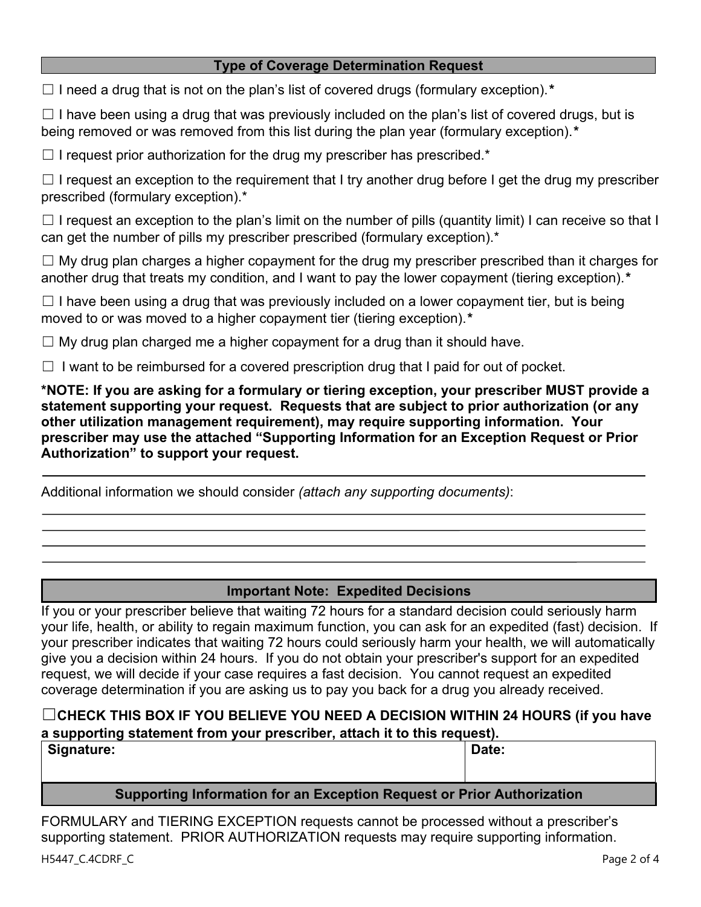## Type of Coverage Determination Request

☐ I need a drug that is not on the plan's list of covered drugs (formulary exception).**\***

☐ I have been using a drug that was previously included on the plan's list of covered drugs, but is being removed or was removed from this list during the plan year (formulary exception).**\***

☐ I request prior authorization for the drug my prescriber has prescribed.*

☐ I request an exception to the requirement that I try another drug before I get the drug my prescriber prescribed (formulary exception).*

☐ I request an exception to the plan's limit on the number of pills (quantity limit) I can receive so that I can get the number of pills my prescriber prescribed (formulary exception).*

☐ My drug plan charges a higher copayment for the drug my prescriber prescribed than it charges for another drug that treats my condition, and I want to pay the lower copayment (tiering exception).**\***

☐ I have been using a drug that was previously included on a lower copayment tier, but is being moved to or was moved to a higher copayment tier (tiering exception).**\***

☐ My drug plan charged me a higher copayment for a drug than it should have.

☐ I want to be reimbursed for a covered prescription drug that I paid for out of pocket.

**\*NOTE: If you are asking for a formulary or tiering exception, your prescriber MUST provide a statement supporting your request. Requests that are subject to prior authorization (or any other utilization management requirement), may require supporting information. Your prescriber may use the attached "Supporting Information for an Exception Request or Prior Authorization" to support your request.**

Additional information we should consider *(attach any supporting documents)*:

______________________________________________________________________________

______________________________________________________________________________

______________________________________________________________________________

______________________________________________________________________________

## Important Note: Expedited Decisions

If you or your prescriber believe that waiting 72 hours for a standard decision could seriously harm your life, health, or ability to regain maximum function, you can ask for an expedited (fast) decision. If your prescriber indicates that waiting 72 hours could seriously harm your health, we will automatically give you a decision within 24 hours. If you do not obtain your prescriber's support for an expedited request, we will decide if your case requires a fast decision. You cannot request an expedited coverage determination if you are asking us to pay you back for a drug you already received.

☐**CHECK THIS BOX IF YOU BELIEVE YOU NEED A DECISION WITHIN 24 HOURS (if you have a supporting statement from your prescriber, attach it to this request).**

| **Signature:** | **Date:** |
| --- | --- |
| | |

## Supporting Information for an Exception Request or Prior Authorization

FORMULARY and TIERING EXCEPTION requests cannot be processed without a prescriber's supporting statement. PRIOR AUTHORIZATION requests may require supporting information.

H5447_C.4CDRF_C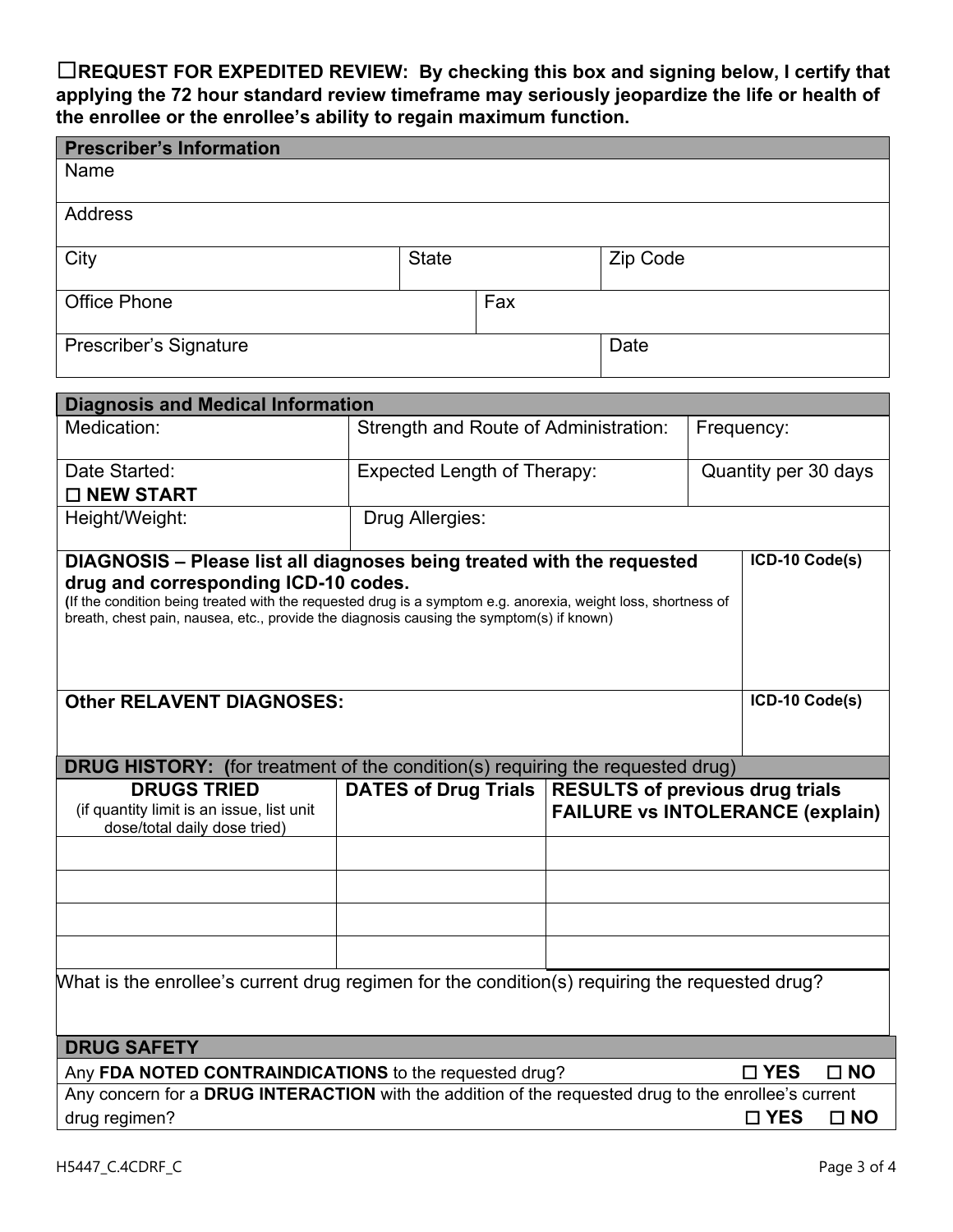☐**REQUEST FOR EXPEDITED REVIEW: By checking this box and signing below, I certify that applying the 72 hour standard review timeframe may seriously jeopardize the life or health of the enrollee or the enrollee's ability to regain maximum function.**

| **Prescriber's Information** | | |
|---|---|---|
| Name | | |
| Address | | |
| City | State | Zip Code |
| Office Phone | Fax | |
| Prescriber's Signature | | Date |

| **Diagnosis and Medical Information** | | |
|---|---|---|
| Medication: | Strength and Route of Administration: | Frequency: |
| Date Started: ☐ **NEW START** | Expected Length of Therapy: | Quantity per 30 days |
| Height/Weight: | Drug Allergies: | |

| **DIAGNOSIS – Please list all diagnoses being treated with the requested drug and corresponding ICD-10 codes.** (If the condition being treated with the requested drug is a symptom e.g. anorexia, weight loss, shortness of breath, chest pain, nausea, etc., provide the diagnosis causing the symptom(s) if known) | **ICD-10 Code(s)** |
|---|---|
| | |
| **Other RELAVENT DIAGNOSES:** | **ICD-10 Code(s)** |
| | |

**DRUG HISTORY: (**for treatment of the condition(s) requiring the requested drug)

| **DRUGS TRIED** (if quantity limit is an issue, list unit dose/total daily dose tried) | **DATES of Drug Trials** | **RESULTS of previous drug trials FAILURE vs INTOLERANCE (explain)** |
|---|---|---|
| | | |
| | | |
| | | |
| | | |

What is the enrollee's current drug regimen for the condition(s) requiring the requested drug?

| **DRUG SAFETY** | |
|---|---|
| Any **FDA NOTED CONTRAINDICATIONS** to the requested drug? | ☐ **YES** ☐ **NO** |
| Any concern for a **DRUG INTERACTION** with the addition of the requested drug to the enrollee's current drug regimen? | ☐ **YES** ☐ **NO** |

H5447_C.4CDRF_C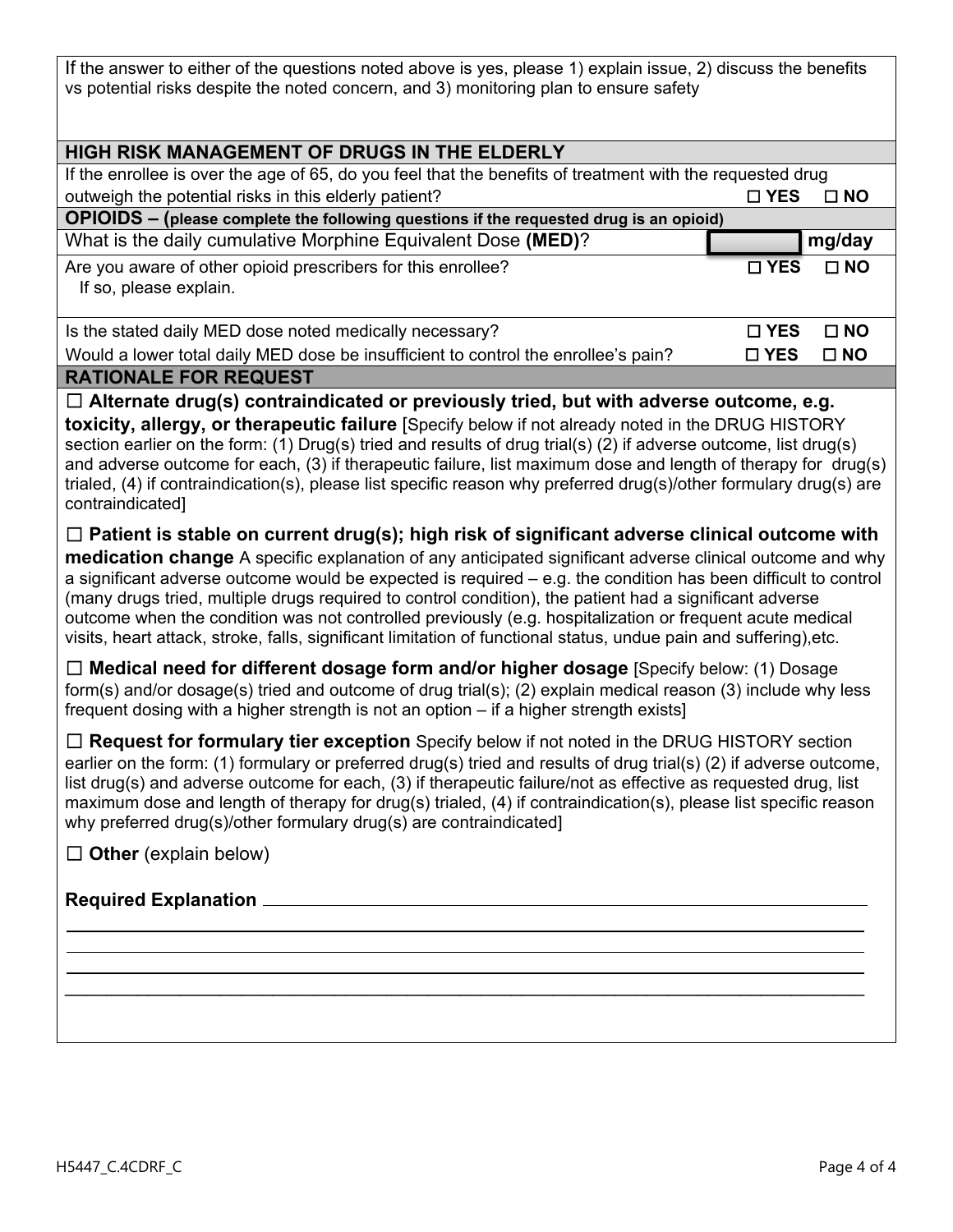If the answer to either of the questions noted above is yes, please 1) explain issue, 2) discuss the benefits vs potential risks despite the noted concern, and 3) monitoring plan to ensure safety

## HIGH RISK MANAGEMENT OF DRUGS IN THE ELDERLY

| | |
|---|---|
| If the enrollee is over the age of 65, do you feel that the benefits of treatment with the requested drug outweigh the potential risks in this elderly patient? | ☐ YES ☐ NO |

## OPIOIDS – (please complete the following questions if the requested drug is an opioid)

| | |
|---|---|
| What is the daily cumulative Morphine Equivalent Dose **(MED)**? | mg/day |
| Are you aware of other opioid prescribers for this enrollee? If so, please explain. | ☐ YES ☐ NO |
| Is the stated daily MED dose noted medically necessary? | ☐ YES ☐ NO |
| Would a lower total daily MED dose be insufficient to control the enrollee's pain? | ☐ YES ☐ NO |

## RATIONALE FOR REQUEST

☐ **Alternate drug(s) contraindicated or previously tried, but with adverse outcome, e.g. toxicity, allergy, or therapeutic failure** [Specify below if not already noted in the DRUG HISTORY section earlier on the form: (1) Drug(s) tried and results of drug trial(s) (2) if adverse outcome, list drug(s) and adverse outcome for each, (3) if therapeutic failure, list maximum dose and length of therapy for drug(s) trialed, (4) if contraindication(s), please list specific reason why preferred drug(s)/other formulary drug(s) are contraindicated]

☐ **Patient is stable on current drug(s); high risk of significant adverse clinical outcome with medication change** A specific explanation of any anticipated significant adverse clinical outcome and why a significant adverse outcome would be expected is required – e.g. the condition has been difficult to control (many drugs tried, multiple drugs required to control condition), the patient had a significant adverse outcome when the condition was not controlled previously (e.g. hospitalization or frequent acute medical visits, heart attack, stroke, falls, significant limitation of functional status, undue pain and suffering),etc.

☐ **Medical need for different dosage form and/or higher dosage** [Specify below: (1) Dosage form(s) and/or dosage(s) tried and outcome of drug trial(s); (2) explain medical reason (3) include why less frequent dosing with a higher strength is not an option – if a higher strength exists]

☐ **Request for formulary tier exception** Specify below if not noted in the DRUG HISTORY section earlier on the form: (1) formulary or preferred drug(s) tried and results of drug trial(s) (2) if adverse outcome, list drug(s) and adverse outcome for each, (3) if therapeutic failure/not as effective as requested drug, list maximum dose and length of therapy for drug(s) trialed, (4) if contraindication(s), please list specific reason why preferred drug(s)/other formulary drug(s) are contraindicated]

☐ **Other** (explain below)

**Required Explanation** ____________________________________________

H5447_C.4CDRF_C